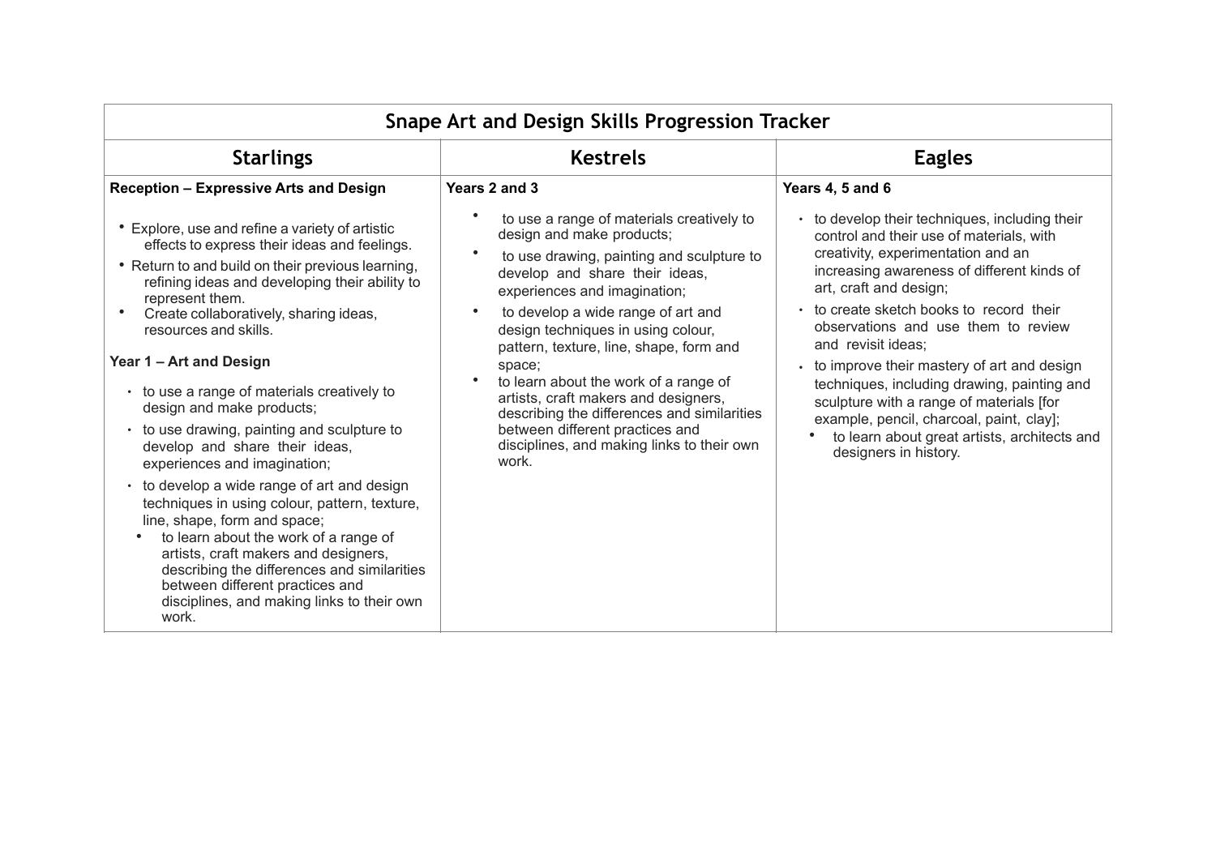| Snape Art and Design Skills Progression Tracker | | |
|---|---|---|
| **Starlings** | **Kestrels** | **Eagles** |
| **Reception – Expressive Arts and Design**<br><br>• Explore, use and refine a variety of artistic effects to express their ideas and feelings.<br>• Return to and build on their previous learning, refining ideas and developing their ability to represent them.<br>• Create collaboratively, sharing ideas, resources and skills.<br><br>**Year 1 – Art and Design**<br><br>• to use a range of materials creatively to design and make products;<br>• to use drawing, painting and sculpture to develop and share their ideas, experiences and imagination;<br>• to develop a wide range of art and design techniques in using colour, pattern, texture, line, shape, form and space;<br>• to learn about the work of a range of artists, craft makers and designers, describing the differences and similarities between different practices and disciplines, and making links to their own work. | **Years 2 and 3**<br><br>• to use a range of materials creatively to design and make products;<br>• to use drawing, painting and sculpture to develop and share their ideas, experiences and imagination;<br>• to develop a wide range of art and design techniques in using colour, pattern, texture, line, shape, form and space;<br>• to learn about the work of a range of artists, craft makers and designers, describing the differences and similarities between different practices and disciplines, and making links to their own work. | **Years 4, 5 and 6**<br><br>• to develop their techniques, including their control and their use of materials, with creativity, experimentation and an increasing awareness of different kinds of art, craft and design;<br>• to create sketch books to record their observations and use them to review and revisit ideas;<br>• to improve their mastery of art and design techniques, including drawing, painting and sculpture with a range of materials [for example, pencil, charcoal, paint, clay];<br>• to learn about great artists, architects and designers in history. |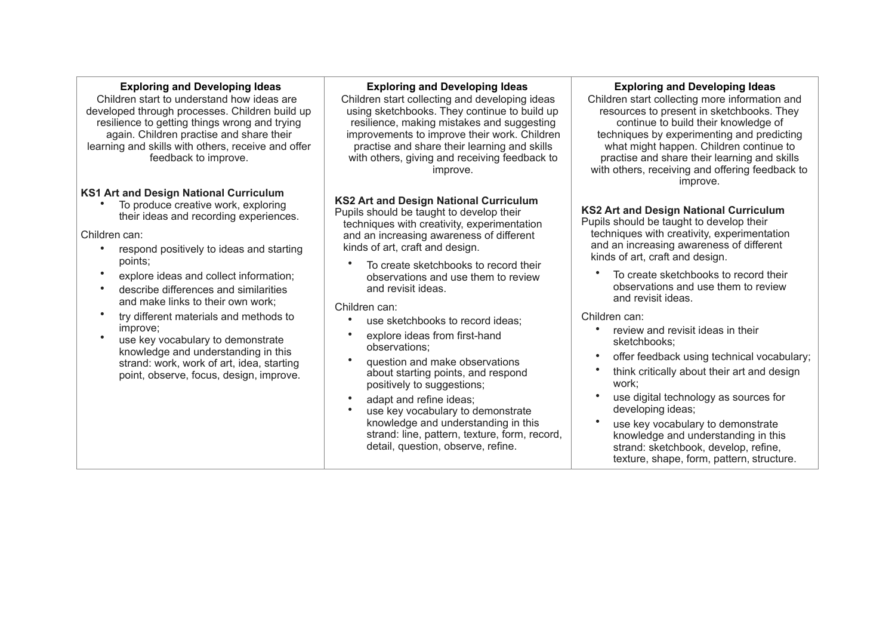| Exploring and Developing Ideas | Exploring and Developing Ideas | Exploring and Developing Ideas |
|---|---|---|
| Children start to understand how ideas are developed through processes. Children build up resilience to getting things wrong and trying again. Children practise and share their learning and skills with others, receive and offer feedback to improve.<br><br>**KS1 Art and Design National Curriculum**<br>• To produce creative work, exploring their ideas and recording experiences.<br><br>Children can:<br>• respond positively to ideas and starting points;<br>• explore ideas and collect information;<br>• describe differences and similarities and make links to their own work;<br>• try different materials and methods to improve;<br>• use key vocabulary to demonstrate knowledge and understanding in this strand: work, work of art, idea, starting point, observe, focus, design, improve. | Children start collecting and developing ideas using sketchbooks. They continue to build up resilience, making mistakes and suggesting improvements to improve their work. Children practise and share their learning and skills with others, giving and receiving feedback to improve.<br><br>**KS2 Art and Design National Curriculum**<br>Pupils should be taught to develop their techniques with creativity, experimentation and an increasing awareness of different kinds of art, craft and design.<br>• To create sketchbooks to record their observations and use them to review and revisit ideas.<br><br>Children can:<br>• use sketchbooks to record ideas;<br>• explore ideas from first-hand observations;<br>• question and make observations about starting points, and respond positively to suggestions;<br>• adapt and refine ideas;<br>• use key vocabulary to demonstrate knowledge and understanding in this strand: line, pattern, texture, form, record, detail, question, observe, refine. | Children start collecting more information and resources to present in sketchbooks. They continue to build their knowledge of techniques by experimenting and predicting what might happen. Children continue to practise and share their learning and skills with others, receiving and offering feedback to improve.<br><br>**KS2 Art and Design National Curriculum**<br>Pupils should be taught to develop their techniques with creativity, experimentation and an increasing awareness of different kinds of art, craft and design.<br>• To create sketchbooks to record their observations and use them to review and revisit ideas.<br><br>Children can:<br>• review and revisit ideas in their sketchbooks;<br>• offer feedback using technical vocabulary;<br>• think critically about their art and design work;<br>• use digital technology as sources for developing ideas;<br>• use key vocabulary to demonstrate knowledge and understanding in this strand: sketchbook, develop, refine, texture, shape, form, pattern, structure. |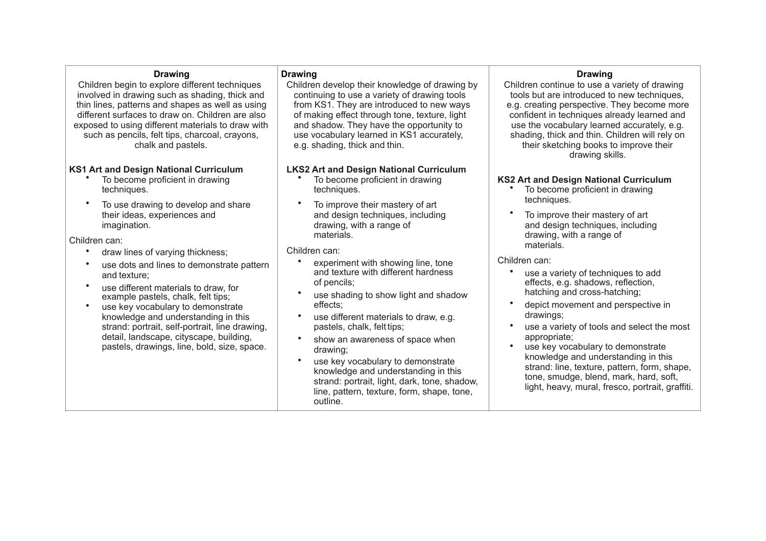| Drawing | Drawing | Drawing |
|---|---|---|
| Children begin to explore different techniques involved in drawing such as shading, thick and thin lines, patterns and shapes as well as using different surfaces to draw on. Children are also exposed to using different materials to draw with such as pencils, felt tips, charcoal, crayons, chalk and pastels.<br><br>**KS1 Art and Design National Curriculum**<br>• To become proficient in drawing techniques.<br>• To use drawing to develop and share their ideas, experiences and imagination.<br><br>Children can:<br>• draw lines of varying thickness;<br>• use dots and lines to demonstrate pattern and texture;<br>• use different materials to draw, for example pastels, chalk, felt tips;<br>• use key vocabulary to demonstrate knowledge and understanding in this strand: portrait, self-portrait, line drawing, detail, landscape, cityscape, building, pastels, drawings, line, bold, size, space. | Children develop their knowledge of drawing by continuing to use a variety of drawing tools from KS1. They are introduced to new ways of making effect through tone, texture, light and shadow. They have the opportunity to use vocabulary learned in KS1 accurately, e.g. shading, thick and thin.<br><br>**LKS2 Art and Design National Curriculum**<br>• To become proficient in drawing techniques.<br>• To improve their mastery of art and design techniques, including drawing, with a range of materials.<br><br>Children can:<br>• experiment with showing line, tone and texture with different hardness of pencils;<br>• use shading to show light and shadow effects;<br>• use different materials to draw, e.g. pastels, chalk, felt tips;<br>• show an awareness of space when drawing;<br>• use key vocabulary to demonstrate knowledge and understanding in this strand: portrait, light, dark, tone, shadow, line, pattern, texture, form, shape, tone, outline. | Children continue to use a variety of drawing tools but are introduced to new techniques, e.g. creating perspective. They become more confident in techniques already learned and use the vocabulary learned accurately, e.g. shading, thick and thin. Children will rely on their sketching books to improve their drawing skills.<br><br>**KS2 Art and Design National Curriculum**<br>• To become proficient in drawing techniques.<br>• To improve their mastery of art and design techniques, including drawing, with a range of materials.<br><br>Children can:<br>• use a variety of techniques to add effects, e.g. shadows, reflection, hatching and cross-hatching;<br>• depict movement and perspective in drawings;<br>• use a variety of tools and select the most appropriate;<br>• use key vocabulary to demonstrate knowledge and understanding in this strand: line, texture, pattern, form, shape, tone, smudge, blend, mark, hard, soft, light, heavy, mural, fresco, portrait, graffiti. |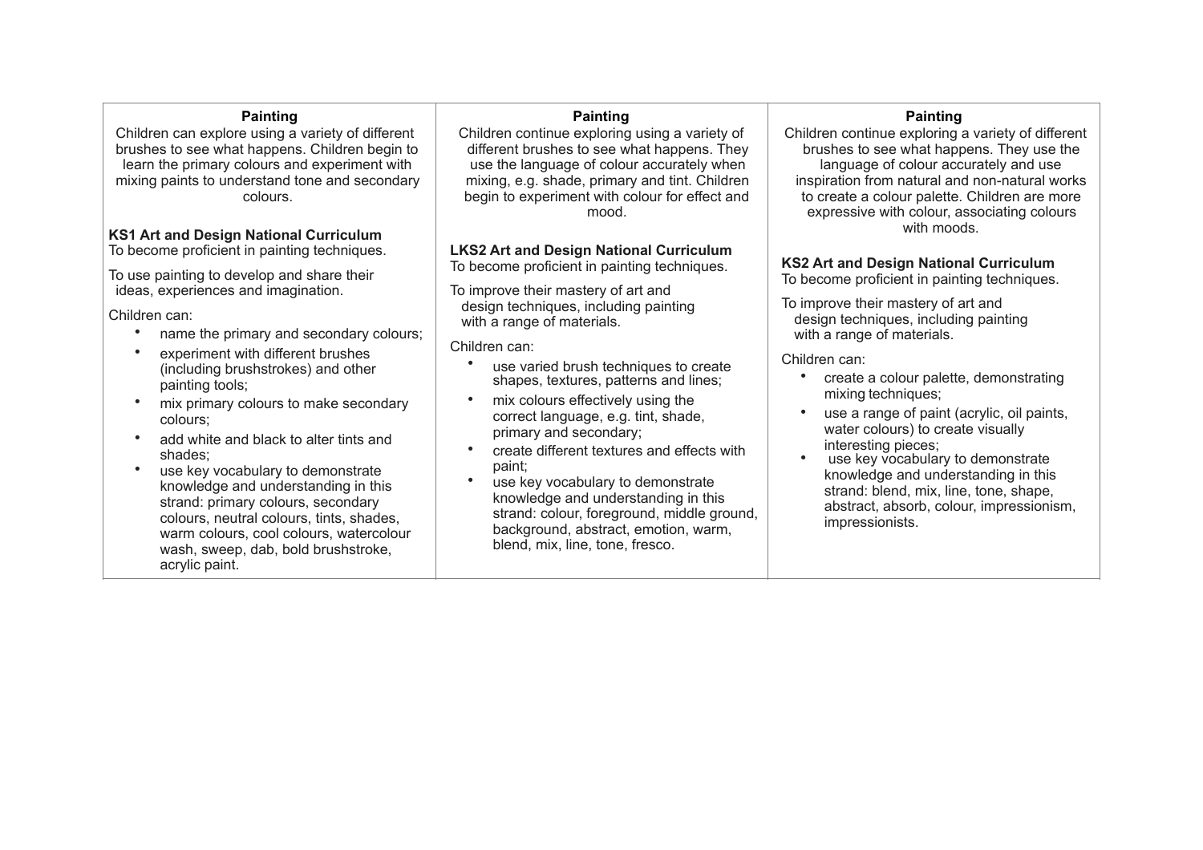| **Painting** | **Painting** | **Painting** |
| --- | --- | --- |
| Children can explore using a variety of different brushes to see what happens. Children begin to learn the primary colours and experiment with mixing paints to understand tone and secondary colours.<br><br>**KS1 Art and Design National Curriculum**<br>To become proficient in painting techniques.<br><br>To use painting to develop and share their ideas, experiences and imagination.<br><br>Children can:<br>• name the primary and secondary colours;<br>• experiment with different brushes (including brushstrokes) and other painting tools;<br>• mix primary colours to make secondary colours;<br>• add white and black to alter tints and shades;<br>• use key vocabulary to demonstrate knowledge and understanding in this strand: primary colours, secondary colours, neutral colours, tints, shades, warm colours, cool colours, watercolour wash, sweep, dab, bold brushstroke, acrylic paint. | Children continue exploring using a variety of different brushes to see what happens. They use the language of colour accurately when mixing, e.g. shade, primary and tint. Children begin to experiment with colour for effect and mood.<br><br>**LKS2 Art and Design National Curriculum**<br>To become proficient in painting techniques.<br><br>To improve their mastery of art and design techniques, including painting with a range of materials.<br><br>Children can:<br>• use varied brush techniques to create shapes, textures, patterns and lines;<br>• mix colours effectively using the correct language, e.g. tint, shade, primary and secondary;<br>• create different textures and effects with paint;<br>• use key vocabulary to demonstrate knowledge and understanding in this strand: colour, foreground, middle ground, background, abstract, emotion, warm, blend, mix, line, tone, fresco. | Children continue exploring a variety of different brushes to see what happens. They use the language of colour accurately and use inspiration from natural and non-natural works to create a colour palette. Children are more expressive with colour, associating colours with moods.<br><br>**KS2 Art and Design National Curriculum**<br>To become proficient in painting techniques.<br><br>To improve their mastery of art and design techniques, including painting with a range of materials.<br><br>Children can:<br>• create a colour palette, demonstrating mixing techniques;<br>• use a range of paint (acrylic, oil paints, water colours) to create visually interesting pieces;<br>• use key vocabulary to demonstrate knowledge and understanding in this strand: blend, mix, line, tone, shape, abstract, absorb, colour, impressionism, impressionists. |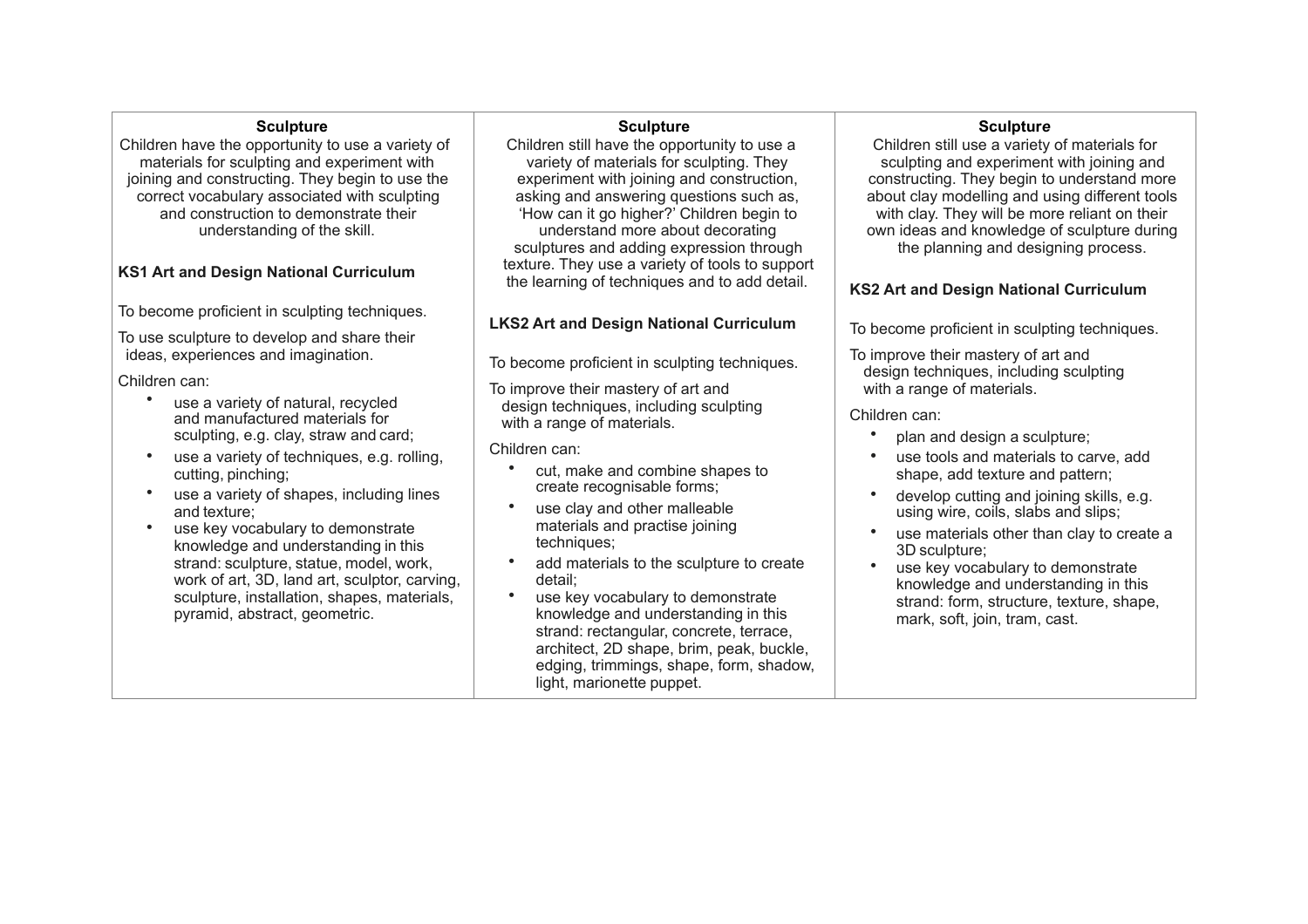| **Sculpture** | **Sculpture** | **Sculpture** |
|---|---|---|
| Children have the opportunity to use a variety of materials for sculpting and experiment with joining and constructing. They begin to use the correct vocabulary associated with sculpting and construction to demonstrate their understanding of the skill.<br><br>**KS1 Art and Design National Curriculum**<br><br>To become proficient in sculpting techniques.<br><br>To use sculpture to develop and share their ideas, experiences and imagination.<br><br>Children can:<br>• use a variety of natural, recycled and manufactured materials for sculpting, e.g. clay, straw and card;<br>• use a variety of techniques, e.g. rolling, cutting, pinching;<br>• use a variety of shapes, including lines and texture;<br>• use key vocabulary to demonstrate knowledge and understanding in this strand: sculpture, statue, model, work, work of art, 3D, land art, sculptor, carving, sculpture, installation, shapes, materials, pyramid, abstract, geometric. | Children still have the opportunity to use a variety of materials for sculpting. They experiment with joining and construction, asking and answering questions such as, 'How can it go higher?' Children begin to understand more about decorating sculptures and adding expression through texture. They use a variety of tools to support the learning of techniques and to add detail.<br><br>**LKS2 Art and Design National Curriculum**<br><br>To become proficient in sculpting techniques.<br><br>To improve their mastery of art and design techniques, including sculpting with a range of materials.<br><br>Children can:<br>• cut, make and combine shapes to create recognisable forms;<br>• use clay and other malleable materials and practise joining techniques;<br>• add materials to the sculpture to create detail;<br>• use key vocabulary to demonstrate knowledge and understanding in this strand: rectangular, concrete, terrace, architect, 2D shape, brim, peak, buckle, edging, trimmings, shape, form, shadow, light, marionette puppet. | Children still use a variety of materials for sculpting and experiment with joining and constructing. They begin to understand more about clay modelling and using different tools with clay. They will be more reliant on their own ideas and knowledge of sculpture during the planning and designing process.<br><br>**KS2 Art and Design National Curriculum**<br><br>To become proficient in sculpting techniques.<br><br>To improve their mastery of art and design techniques, including sculpting with a range of materials.<br><br>Children can:<br>• plan and design a sculpture;<br>• use tools and materials to carve, add shape, add texture and pattern;<br>• develop cutting and joining skills, e.g. using wire, coils, slabs and slips;<br>• use materials other than clay to create a 3D sculpture;<br>• use key vocabulary to demonstrate knowledge and understanding in this strand: form, structure, texture, shape, mark, soft, join, tram, cast. |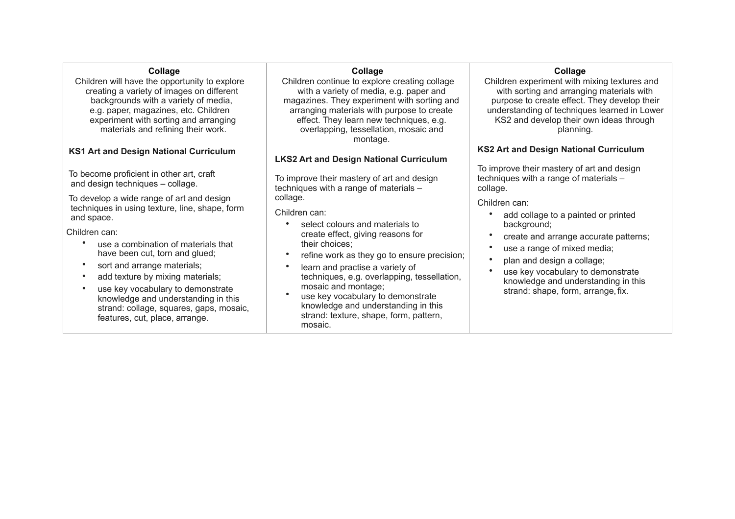| **Collage** | **Collage** | **Collage** |
| --- | --- | --- |
| Children will have the opportunity to explore creating a variety of images on different backgrounds with a variety of media, e.g. paper, magazines, etc. Children experiment with sorting and arranging materials and refining their work.<br><br>**KS1 Art and Design National Curriculum**<br><br>To become proficient in other art, craft and design techniques – collage.<br><br>To develop a wide range of art and design techniques in using texture, line, shape, form and space.<br><br>Children can:<br>• use a combination of materials that have been cut, torn and glued;<br>• sort and arrange materials;<br>• add texture by mixing materials;<br>• use key vocabulary to demonstrate knowledge and understanding in this strand: collage, squares, gaps, mosaic, features, cut, place, arrange. | Children continue to explore creating collage with a variety of media, e.g. paper and magazines. They experiment with sorting and arranging materials with purpose to create effect. They learn new techniques, e.g. overlapping, tessellation, mosaic and montage.<br><br>**LKS2 Art and Design National Curriculum**<br><br>To improve their mastery of art and design techniques with a range of materials – collage.<br><br>Children can:<br>• select colours and materials to create effect, giving reasons for their choices;<br>• refine work as they go to ensure precision;<br>• learn and practise a variety of techniques, e.g. overlapping, tessellation, mosaic and montage;<br>• use key vocabulary to demonstrate knowledge and understanding in this strand: texture, shape, form, pattern, mosaic. | Children experiment with mixing textures and with sorting and arranging materials with purpose to create effect. They develop their understanding of techniques learned in Lower KS2 and develop their own ideas through planning.<br><br>**KS2 Art and Design National Curriculum**<br><br>To improve their mastery of art and design techniques with a range of materials – collage.<br><br>Children can:<br>• add collage to a painted or printed background;<br>• create and arrange accurate patterns;<br>• use a range of mixed media;<br>• plan and design a collage;<br>• use key vocabulary to demonstrate knowledge and understanding in this strand: shape, form, arrange, fix. |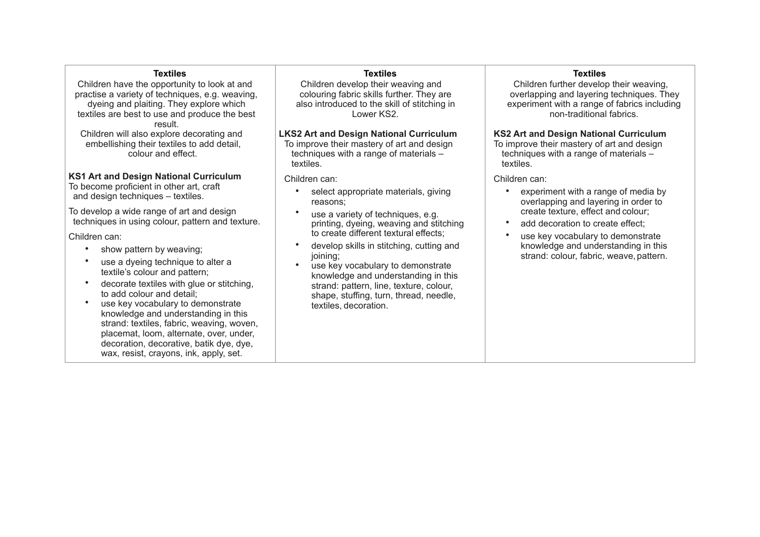| Textiles | Textiles | Textiles |
| --- | --- | --- |
| Children have the opportunity to look at and practise a variety of techniques, e.g. weaving, dyeing and plaiting. They explore which textiles are best to use and produce the best result.<br>Children will also explore decorating and embellishing their textiles to add detail, colour and effect.<br><br>**KS1 Art and Design National Curriculum**<br>To become proficient in other art, craft and design techniques – textiles.<br><br>To develop a wide range of art and design techniques in using colour, pattern and texture.<br><br>Children can:<br>• show pattern by weaving;<br>• use a dyeing technique to alter a textile's colour and pattern;<br>• decorate textiles with glue or stitching, to add colour and detail;<br>• use key vocabulary to demonstrate knowledge and understanding in this strand: textiles, fabric, weaving, woven, placemat, loom, alternate, over, under, decoration, decorative, batik dye, dye, wax, resist, crayons, ink, apply, set. | Children develop their weaving and colouring fabric skills further. They are also introduced to the skill of stitching in Lower KS2.<br><br>**LKS2 Art and Design National Curriculum**<br>To improve their mastery of art and design techniques with a range of materials – textiles.<br><br>Children can:<br>• select appropriate materials, giving reasons;<br>• use a variety of techniques, e.g. printing, dyeing, weaving and stitching to create different textural effects;<br>• develop skills in stitching, cutting and joining;<br>• use key vocabulary to demonstrate knowledge and understanding in this strand: pattern, line, texture, colour, shape, stuffing, turn, thread, needle, textiles, decoration. | Children further develop their weaving, overlapping and layering techniques. They experiment with a range of fabrics including non-traditional fabrics.<br><br>**KS2 Art and Design National Curriculum**<br>To improve their mastery of art and design techniques with a range of materials – textiles.<br><br>Children can:<br>• experiment with a range of media by overlapping and layering in order to create texture, effect and colour;<br>• add decoration to create effect;<br>• use key vocabulary to demonstrate knowledge and understanding in this strand: colour, fabric, weave, pattern. |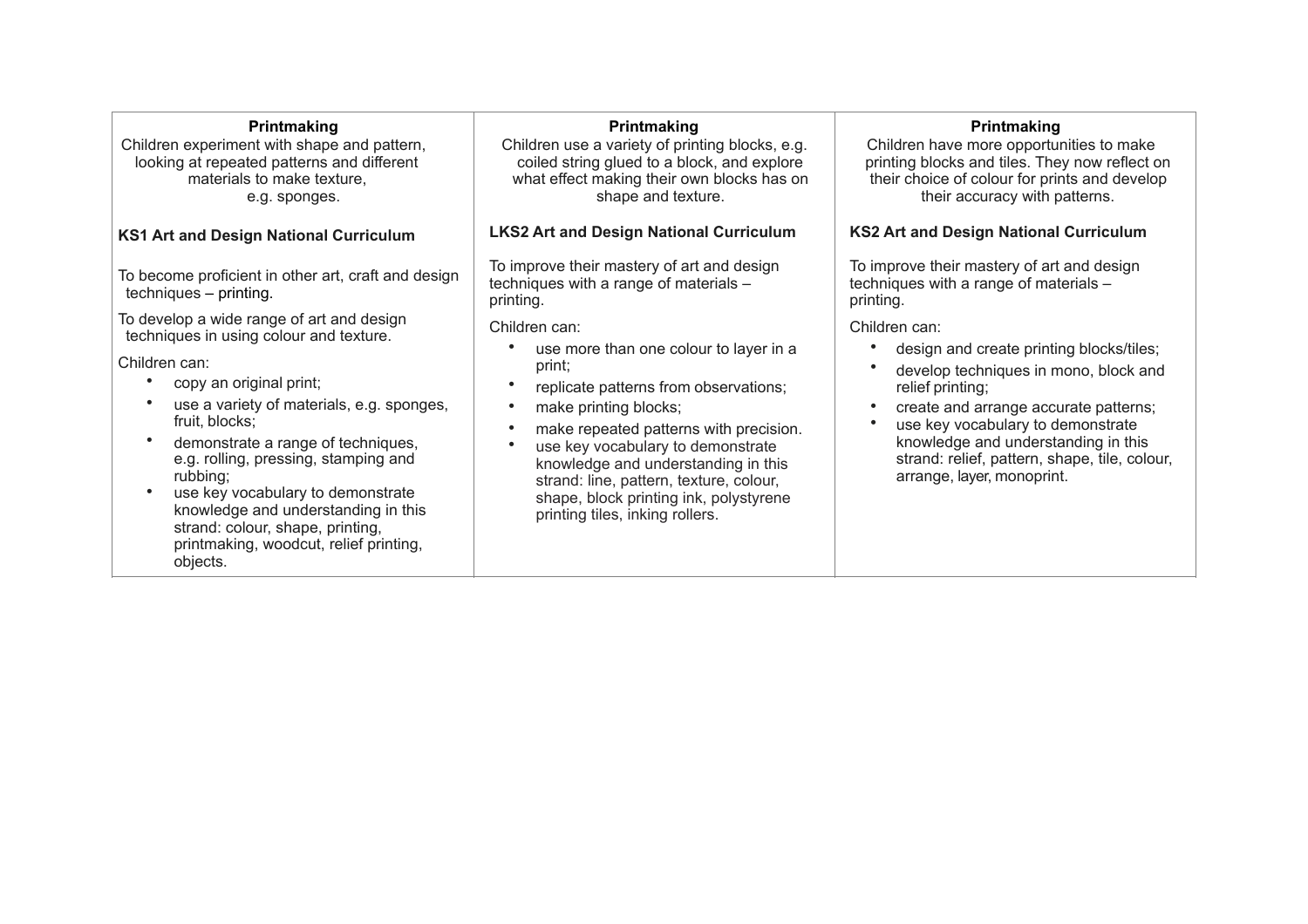| Printmaking | Printmaking | Printmaking |
| --- | --- | --- |
| Children experiment with shape and pattern, looking at repeated patterns and different materials to make texture, e.g. sponges. | Children use a variety of printing blocks, e.g. coiled string glued to a block, and explore what effect making their own blocks has on shape and texture. | Children have more opportunities to make printing blocks and tiles. They now reflect on their choice of colour for prints and develop their accuracy with patterns. |
| **KS1 Art and Design National Curriculum** | **LKS2 Art and Design National Curriculum** | **KS2 Art and Design National Curriculum** |
| To become proficient in other art, craft and design techniques – printing.<br><br>To develop a wide range of art and design techniques in using colour and texture.<br><br>Children can:<br>• copy an original print;<br>• use a variety of materials, e.g. sponges, fruit, blocks;<br>• demonstrate a range of techniques, e.g. rolling, pressing, stamping and rubbing;<br>• use key vocabulary to demonstrate knowledge and understanding in this strand: colour, shape, printing, printmaking, woodcut, relief printing, objects. | To improve their mastery of art and design techniques with a range of materials – printing.<br><br>Children can:<br>• use more than one colour to layer in a print;<br>• replicate patterns from observations;<br>• make printing blocks;<br>• make repeated patterns with precision.<br>• use key vocabulary to demonstrate knowledge and understanding in this strand: line, pattern, texture, colour, shape, block printing ink, polystyrene printing tiles, inking rollers. | To improve their mastery of art and design techniques with a range of materials – printing.<br><br>Children can:<br>• design and create printing blocks/tiles;<br>• develop techniques in mono, block and relief printing;<br>• create and arrange accurate patterns;<br>• use key vocabulary to demonstrate knowledge and understanding in this strand: relief, pattern, shape, tile, colour, arrange, layer, monoprint. |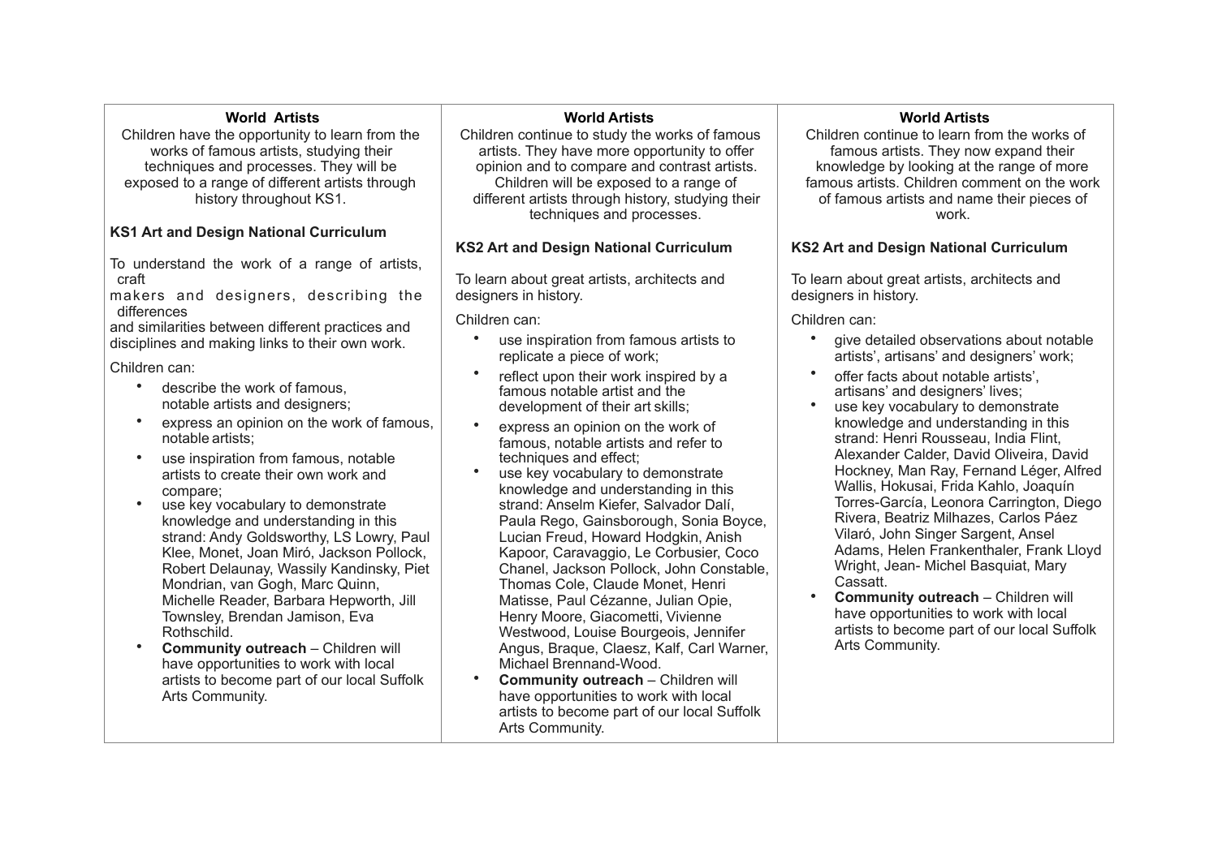| | | |
|---|---|---|
| **World Artists**<br>Children have the opportunity to learn from the works of famous artists, studying their techniques and processes. They will be exposed to a range of different artists through history throughout KS1.<br><br>**KS1 Art and Design National Curriculum**<br><br>To understand the work of a range of artists, craft makers and designers, describing the differences and similarities between different practices and disciplines and making links to their own work.<br><br>Children can:<br>• describe the work of famous, notable artists and designers;<br>• express an opinion on the work of famous, notable artists;<br>• use inspiration from famous, notable artists to create their own work and compare;<br>• use key vocabulary to demonstrate knowledge and understanding in this strand: Andy Goldsworthy, LS Lowry, Paul Klee, Monet, Joan Miró, Jackson Pollock, Robert Delaunay, Wassily Kandinsky, Piet Mondrian, van Gogh, Marc Quinn, Michelle Reader, Barbara Hepworth, Jill Townsley, Brendan Jamison, Eva Rothschild.<br>• **Community outreach** – Children will have opportunities to work with local artists to become part of our local Suffolk Arts Community. | **World Artists**<br>Children continue to study the works of famous artists. They have more opportunity to offer opinion and to compare and contrast artists. Children will be exposed to a range of different artists through history, studying their techniques and processes.<br><br>**KS2 Art and Design National Curriculum**<br><br>To learn about great artists, architects and designers in history.<br><br>Children can:<br>• use inspiration from famous artists to replicate a piece of work;<br>• reflect upon their work inspired by a famous notable artist and the development of their art skills;<br>• express an opinion on the work of famous, notable artists and refer to techniques and effect;<br>• use key vocabulary to demonstrate knowledge and understanding in this strand: Anselm Kiefer, Salvador Dalí, Paula Rego, Gainsborough, Sonia Boyce, Lucian Freud, Howard Hodgkin, Anish Kapoor, Caravaggio, Le Corbusier, Coco Chanel, Jackson Pollock, John Constable, Thomas Cole, Claude Monet, Henri Matisse, Paul Cézanne, Julian Opie, Henry Moore, Giacometti, Vivienne Westwood, Louise Bourgeois, Jennifer Angus, Braque, Claesz, Kalf, Carl Warner, Michael Brennand-Wood.<br>• **Community outreach** – Children will have opportunities to work with local artists to become part of our local Suffolk Arts Community. | **World Artists**<br>Children continue to learn from the works of famous artists. They now expand their knowledge by looking at the range of more famous artists. Children comment on the work of famous artists and name their pieces of work.<br><br>**KS2 Art and Design National Curriculum**<br><br>To learn about great artists, architects and designers in history.<br><br>Children can:<br>• give detailed observations about notable artists', artisans' and designers' work;<br>• offer facts about notable artists', artisans' and designers' lives;<br>• use key vocabulary to demonstrate knowledge and understanding in this strand: Henri Rousseau, India Flint, Alexander Calder, David Oliveira, David Hockney, Man Ray, Fernand Léger, Alfred Wallis, Hokusai, Frida Kahlo, Joaquín Torres-García, Leonora Carrington, Diego Rivera, Beatriz Milhazes, Carlos Páez Vilaró, John Singer Sargent, Ansel Adams, Helen Frankenthaler, Frank Lloyd Wright, Jean- Michel Basquiat, Mary Cassatt.<br>• **Community outreach** – Children will have opportunities to work with local artists to become part of our local Suffolk Arts Community. |